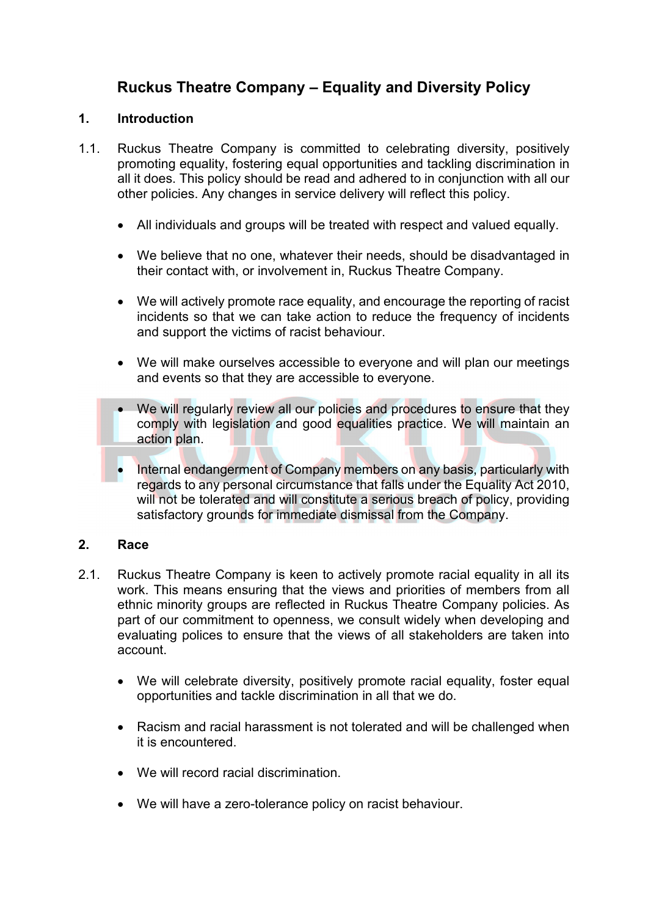# Ruckus Theatre Company – Equality and Diversity Policy

## 1. Introduction

1.1. Ruckus Theatre Company is committed to celebrating diversity, positively promoting equality, fostering equal opportunities and tackling discrimination in all it does. This policy should be read and adhered to in conjunction with all our other policies. Any changes in service delivery will reflect this policy.

- All individuals and groups will be treated with respect and valued equally.
- We believe that no one, whatever their needs, should be disadvantaged in their contact with, or involvement in, Ruckus Theatre Company.
- We will actively promote race equality, and encourage the reporting of racist incidents so that we can take action to reduce the frequency of incidents and support the victims of racist behaviour.
- We will make ourselves accessible to everyone and will plan our meetings and events so that they are accessible to everyone.
- We will regularly review all our policies and procedures to ensure that they comply with legislation and good equalities practice. We will maintain an action plan.
- Internal endangerment of Company members on any basis, particularly with regards to any personal circumstance that falls under the Equality Act 2010, will not be tolerated and will constitute a serious breach of policy, providing satisfactory grounds for immediate dismissal from the Company.

## 2. Race

2.1. Ruckus Theatre Company is keen to actively promote racial equality in all its work. This means ensuring that the views and priorities of members from all ethnic minority groups are reflected in Ruckus Theatre Company policies. As part of our commitment to openness, we consult widely when developing and evaluating polices to ensure that the views of all stakeholders are taken into account.

- We will celebrate diversity, positively promote racial equality, foster equal opportunities and tackle discrimination in all that we do.
- Racism and racial harassment is not tolerated and will be challenged when it is encountered.
- We will record racial discrimination.
- We will have a zero-tolerance policy on racist behaviour.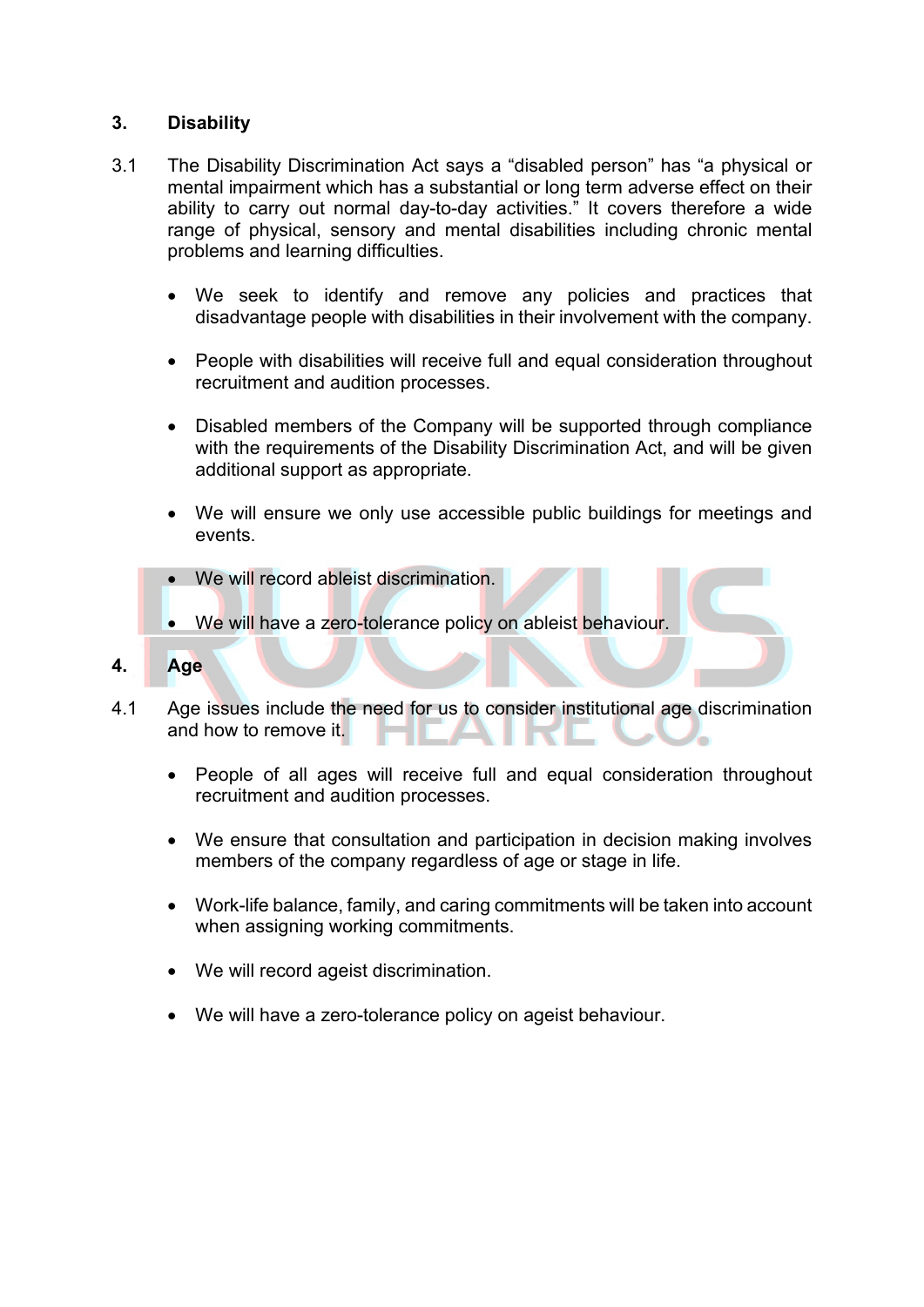## 3. Disability

3.1 The Disability Discrimination Act says a "disabled person" has "a physical or mental impairment which has a substantial or long term adverse effect on their ability to carry out normal day-to-day activities." It covers therefore a wide range of physical, sensory and mental disabilities including chronic mental problems and learning difficulties.

- We seek to identify and remove any policies and practices that disadvantage people with disabilities in their involvement with the company.
- People with disabilities will receive full and equal consideration throughout recruitment and audition processes.
- Disabled members of the Company will be supported through compliance with the requirements of the Disability Discrimination Act, and will be given additional support as appropriate.
- We will ensure we only use accessible public buildings for meetings and events.
- We will record ableist discrimination.
- We will have a zero-tolerance policy on ableist behaviour.

## 4. Age

4.1 Age issues include the need for us to consider institutional age discrimination and how to remove it.

- People of all ages will receive full and equal consideration throughout recruitment and audition processes.
- We ensure that consultation and participation in decision making involves members of the company regardless of age or stage in life.
- Work-life balance, family, and caring commitments will be taken into account when assigning working commitments.
- We will record ageist discrimination.
- We will have a zero-tolerance policy on ageist behaviour.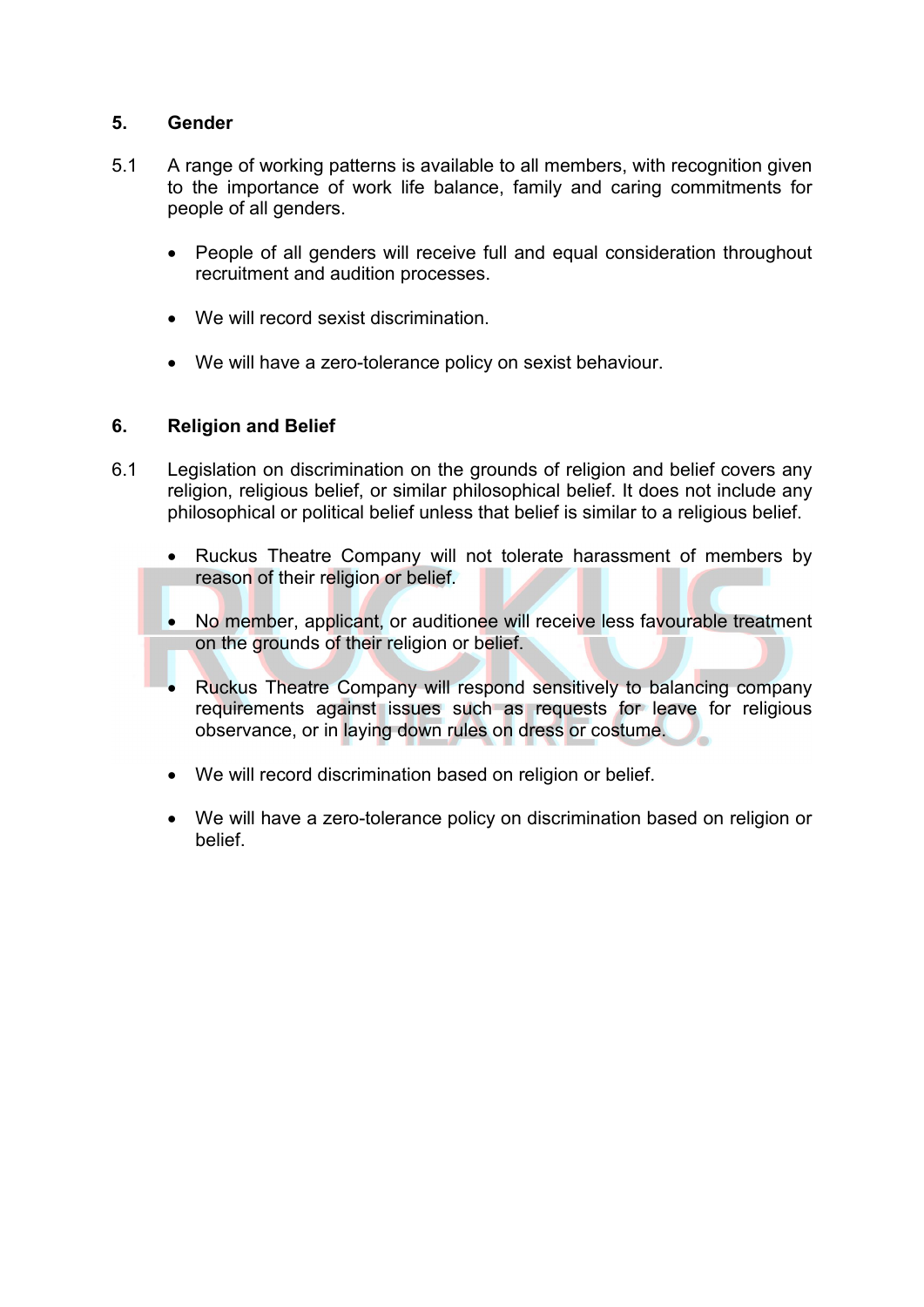## 5. Gender

5.1 A range of working patterns is available to all members, with recognition given to the importance of work life balance, family and caring commitments for people of all genders.

- People of all genders will receive full and equal consideration throughout recruitment and audition processes.
- We will record sexist discrimination.
- We will have a zero-tolerance policy on sexist behaviour.

## 6. Religion and Belief

6.1 Legislation on discrimination on the grounds of religion and belief covers any religion, religious belief, or similar philosophical belief. It does not include any philosophical or political belief unless that belief is similar to a religious belief.

- Ruckus Theatre Company will not tolerate harassment of members by reason of their religion or belief.
- No member, applicant, or auditionee will receive less favourable treatment on the grounds of their religion or belief.
- Ruckus Theatre Company will respond sensitively to balancing company requirements against issues such as requests for leave for religious observance, or in laying down rules on dress or costume.
- We will record discrimination based on religion or belief.
- We will have a zero-tolerance policy on discrimination based on religion or belief.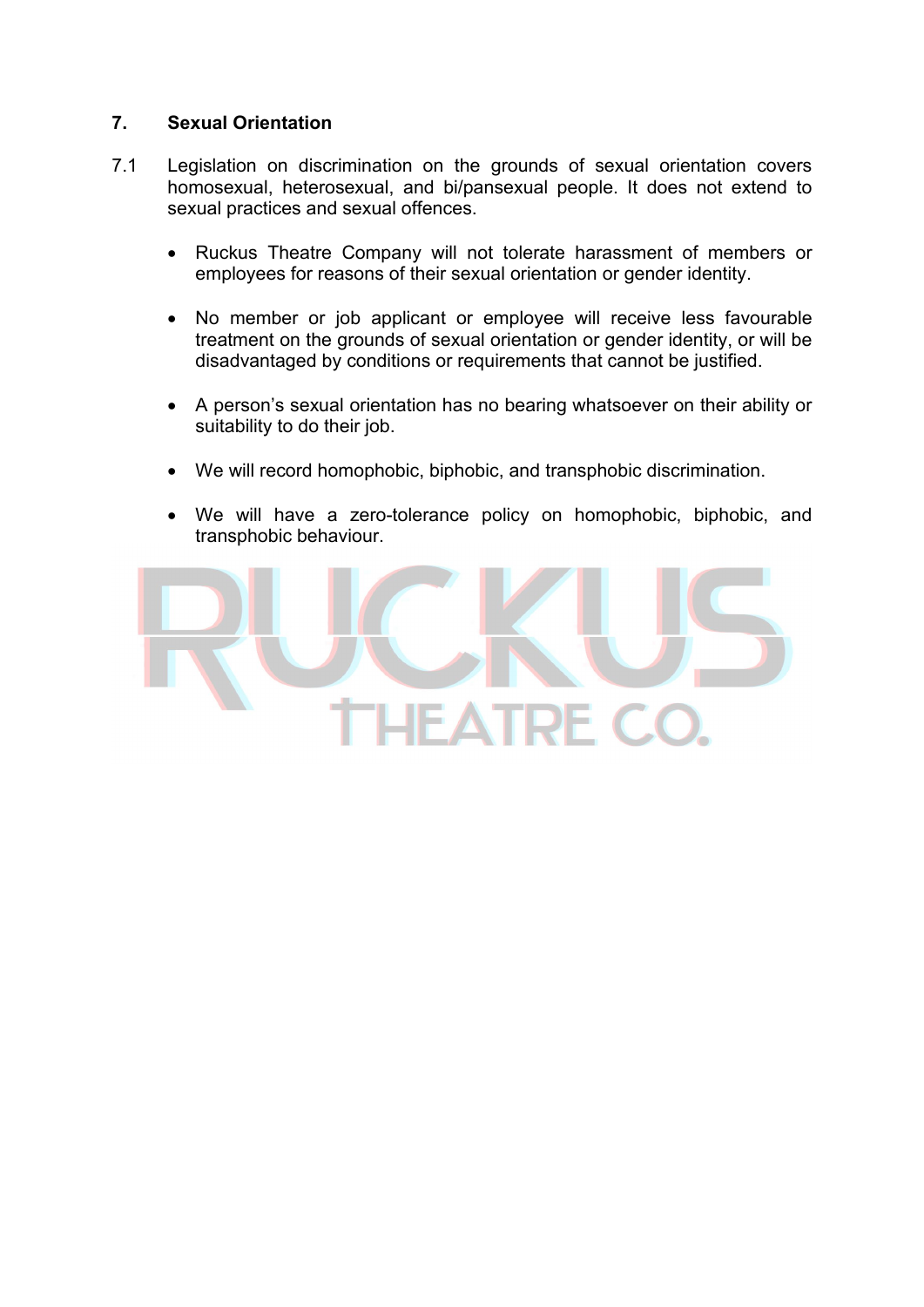## 7. Sexual Orientation

7.1 Legislation on discrimination on the grounds of sexual orientation covers homosexual, heterosexual, and bi/pansexual people. It does not extend to sexual practices and sexual offences.

- Ruckus Theatre Company will not tolerate harassment of members or employees for reasons of their sexual orientation or gender identity.
- No member or job applicant or employee will receive less favourable treatment on the grounds of sexual orientation or gender identity, or will be disadvantaged by conditions or requirements that cannot be justified.
- A person's sexual orientation has no bearing whatsoever on their ability or suitability to do their job.
- We will record homophobic, biphobic, and transphobic discrimination.
- We will have a zero-tolerance policy on homophobic, biphobic, and transphobic behaviour.

RUCKUS
THEATRE CO.